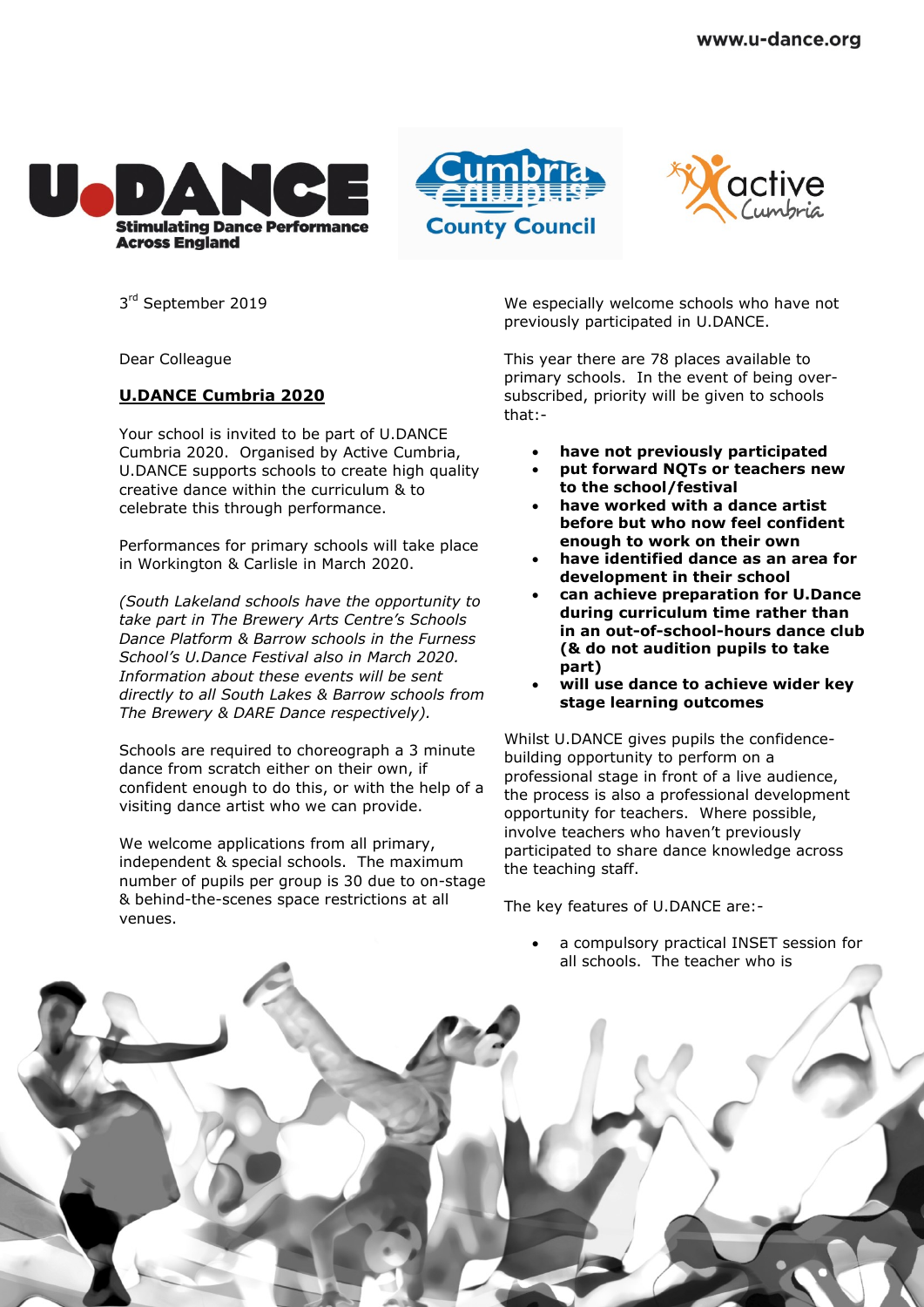www.u-dance.org

3rd September 2019

Dear Colleague

**U.DANCE Cumbria 2020**

Your school is invited to be part of U.DANCE Cumbria 2020. Organised by Active Cumbria, U.DANCE supports schools to create high quality creative dance within the curriculum & to celebrate this through performance.

Performances for primary schools will take place in Workington & Carlisle in March 2020.

*(South Lakeland schools have the opportunity to take part in The Brewery Arts Centre's Schools Dance Platform & Barrow schools in the Furness School's U.Dance Festival also in March 2020. Information about these events will be sent directly to all South Lakes & Barrow schools from The Brewery & DARE Dance respectively).*

Schools are required to choreograph a 3 minute dance from scratch either on their own, if confident enough to do this, or with the help of a visiting dance artist who we can provide.

We welcome applications from all primary, independent & special schools. The maximum number of pupils per group is 30 due to on-stage & behind-the-scenes space restrictions at all venues.

We especially welcome schools who have not previously participated in U.DANCE.

This year there are 78 places available to primary schools. In the event of being over-subscribed, priority will be given to schools that:-

- **have not previously participated**
- **put forward NQTs or teachers new to the school/festival**
- **have worked with a dance artist before but who now feel confident enough to work on their own**
- **have identified dance as an area for development in their school**
- **can achieve preparation for U.Dance during curriculum time rather than in an out-of-school-hours dance club (& do not audition pupils to take part)**
- **will use dance to achieve wider key stage learning outcomes**

Whilst U.DANCE gives pupils the confidence-building opportunity to perform on a professional stage in front of a live audience, the process is also a professional development opportunity for teachers. Where possible, involve teachers who haven't previously participated to share dance knowledge across the teaching staff.

The key features of U.DANCE are:-

- a compulsory practical INSET session for all schools. The teacher who is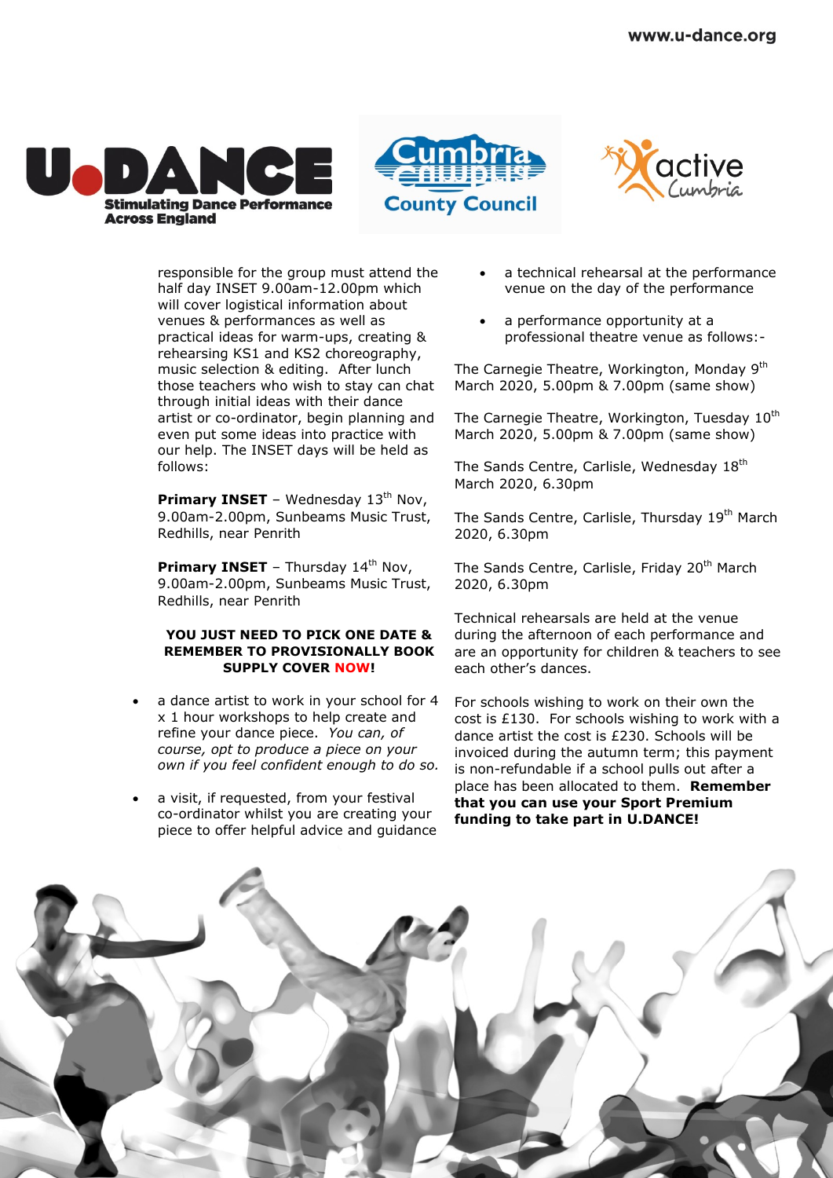responsible for the group must attend the half day INSET 9.00am-12.00pm which will cover logistical information about venues & performances as well as practical ideas for warm-ups, creating & rehearsing KS1 and KS2 choreography, music selection & editing. After lunch those teachers who wish to stay can chat through initial ideas with their dance artist or co-ordinator, begin planning and even put some ideas into practice with our help. The INSET days will be held as follows:

**Primary INSET** – Wednesday 13th Nov, 9.00am-2.00pm, Sunbeams Music Trust, Redhills, near Penrith

**Primary INSET** – Thursday 14th Nov, 9.00am-2.00pm, Sunbeams Music Trust, Redhills, near Penrith

**YOU JUST NEED TO PICK ONE DATE & REMEMBER TO PROVISIONALLY BOOK SUPPLY COVER NOW!**

- a dance artist to work in your school for 4 x 1 hour workshops to help create and refine your dance piece. *You can, of course, opt to produce a piece on your own if you feel confident enough to do so.*
- a visit, if requested, from your festival co-ordinator whilst you are creating your piece to offer helpful advice and guidance
- a technical rehearsal at the performance venue on the day of the performance
- a performance opportunity at a professional theatre venue as follows:-

The Carnegie Theatre, Workington, Monday 9th March 2020, 5.00pm & 7.00pm (same show)

The Carnegie Theatre, Workington, Tuesday 10th March 2020, 5.00pm & 7.00pm (same show)

The Sands Centre, Carlisle, Wednesday 18th March 2020, 6.30pm

The Sands Centre, Carlisle, Thursday 19th March 2020, 6.30pm

The Sands Centre, Carlisle, Friday 20th March 2020, 6.30pm

Technical rehearsals are held at the venue during the afternoon of each performance and are an opportunity for children & teachers to see each other's dances.

For schools wishing to work on their own the cost is £130. For schools wishing to work with a dance artist the cost is £230. Schools will be invoiced during the autumn term; this payment is non-refundable if a school pulls out after a place has been allocated to them. **Remember that you can use your Sport Premium funding to take part in U.DANCE!**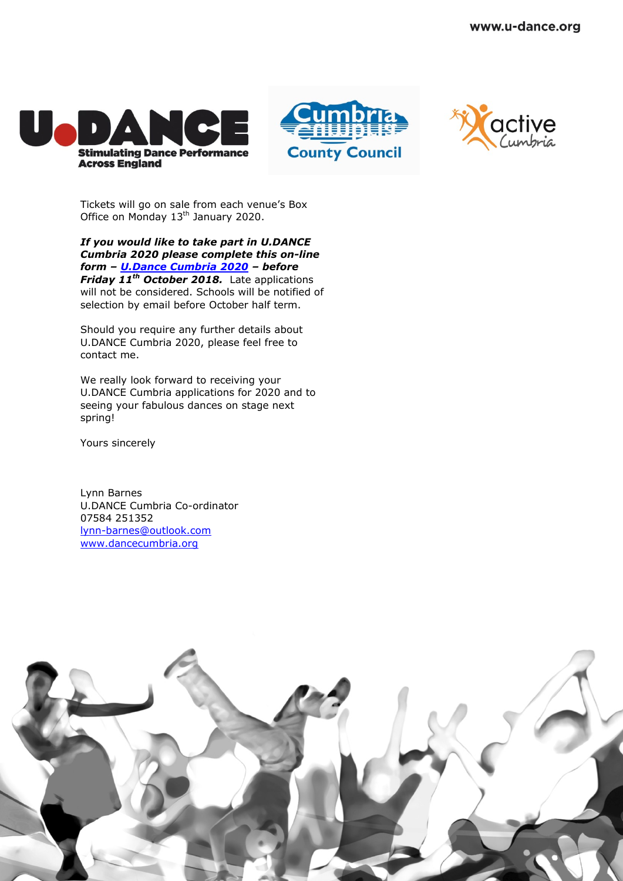Tickets will go on sale from each venue's Box Office on Monday 13th January 2020.

***If you would like to take part in U.DANCE Cumbria 2020 please complete this on-line form – U.Dance Cumbria 2020 – before Friday 11th October 2018.*** Late applications will not be considered. Schools will be notified of selection by email before October half term.

Should you require any further details about U.DANCE Cumbria 2020, please feel free to contact me.

We really look forward to receiving your U.DANCE Cumbria applications for 2020 and to seeing your fabulous dances on stage next spring!

Yours sincerely

Lynn Barnes
U.DANCE Cumbria Co-ordinator
07584 251352
lynn-barnes@outlook.com
www.dancecumbria.org